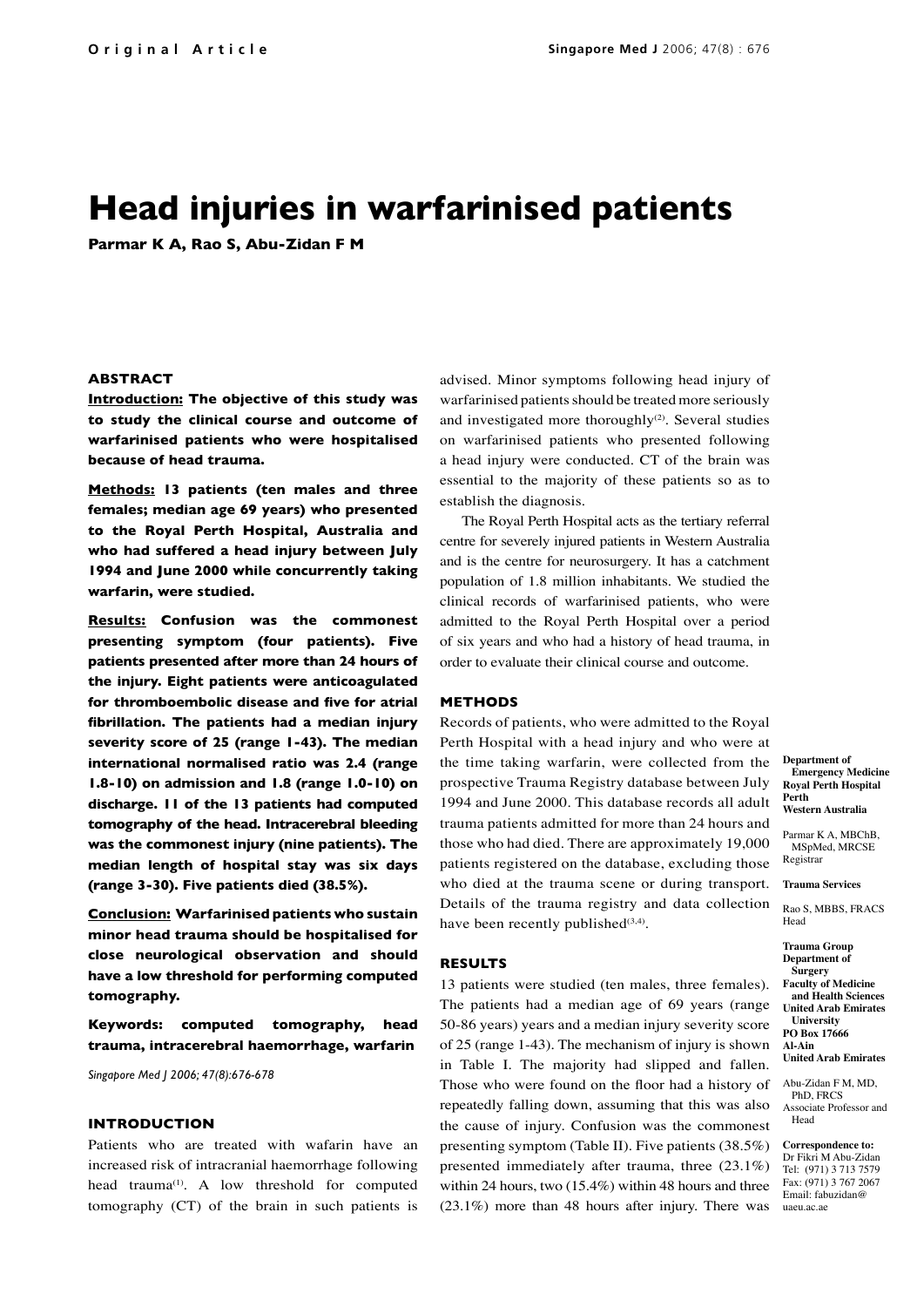Original Article

# Head injuries in warfarinised patients

**Parmar K A, Rao S, Abu-Zidan F M**

## ABSTRACT

**Introduction: The objective of this study was to study the clinical course and outcome of warfarinised patients who were hospitalised because of head trauma.**

**Methods: 13 patients (ten males and three females; median age 69 years) who presented to the Royal Perth Hospital, Australia and who had suffered a head injury between July 1994 and June 2000 while concurrently taking warfarin, were studied.**

**Results: Confusion was the commonest presenting symptom (four patients). Five patients presented after more than 24 hours of the injury. Eight patients were anticoagulated for thromboembolic disease and five for atrial fibrillation. The patients had a median injury severity score of 25 (range 1-43). The median international normalised ratio was 2.4 (range 1.8-10) on admission and 1.8 (range 1.0-10) on discharge. 11 of the 13 patients had computed tomography of the head. Intracerebral bleeding was the commonest injury (nine patients). The median length of hospital stay was six days (range 3-30). Five patients died (38.5%).**

**Conclusion: Warfarinised patients who sustain minor head trauma should be hospitalised for close neurological observation and should have a low threshold for performing computed tomography.**

**Keywords: computed tomography, head trauma, intracerebral haemorrhage, warfarin**

*Singapore Med J 2006; 47(8):676-678*

## INTRODUCTION

Patients who are treated with wafarin have an increased risk of intracranial haemorrhage following head trauma[1]. A low threshold for computed tomography (CT) of the brain in such patients is advised. Minor symptoms following head injury of warfarinised patients should be treated more seriously and investigated more thoroughly[2]. Several studies on warfarinised patients who presented following a head injury were conducted. CT of the brain was essential to the majority of these patients so as to establish the diagnosis.

The Royal Perth Hospital acts as the tertiary referral centre for severely injured patients in Western Australia and is the centre for neurosurgery. It has a catchment population of 1.8 million inhabitants. We studied the clinical records of warfarinised patients, who were admitted to the Royal Perth Hospital over a period of six years and who had a history of head trauma, in order to evaluate their clinical course and outcome.

## METHODS

Records of patients, who were admitted to the Royal Perth Hospital with a head injury and who were at the time taking warfarin, were collected from the prospective Trauma Registry database between July 1994 and June 2000. This database records all adult trauma patients admitted for more than 24 hours and those who had died. There are approximately 19,000 patients registered on the database, excluding those who died at the trauma scene or during transport. Details of the trauma registry and data collection have been recently published[3,4].

## RESULTS

13 patients were studied (ten males, three females). The patients had a median age of 69 years (range 50-86 years) years and a median injury severity score of 25 (range 1-43). The mechanism of injury is shown in Table I. The majority had slipped and fallen. Those who were found on the floor had a history of repeatedly falling down, assuming that this was also the cause of injury. Confusion was the commonest presenting symptom (Table II). Five patients (38.5%) presented immediately after trauma, three (23.1%) within 24 hours, two (15.4%) within 48 hours and three (23.1%) more than 48 hours after injury. There was

**Department of Emergency Medicine**
**Royal Perth Hospital**
**Perth**
**Western Australia**

Parmar K A, MBChB, MSpMed, MRCSE
Registrar

**Trauma Services**

Rao S, MBBS, FRACS
Head

**Trauma Group**
**Department of Surgery**
**Faculty of Medicine and Health Sciences**
**United Arab Emirates University**
**PO Box 17666**
**Al-Ain**
**United Arab Emirates**

Abu-Zidan F M, MD, PhD, FRCS
Associate Professor and Head

**Correspondence to:**
Dr Fikri M Abu-Zidan
Tel: (971) 3 713 7579
Fax: (971) 3 767 2067
Email: fabuzidan@uaeu.ac.ae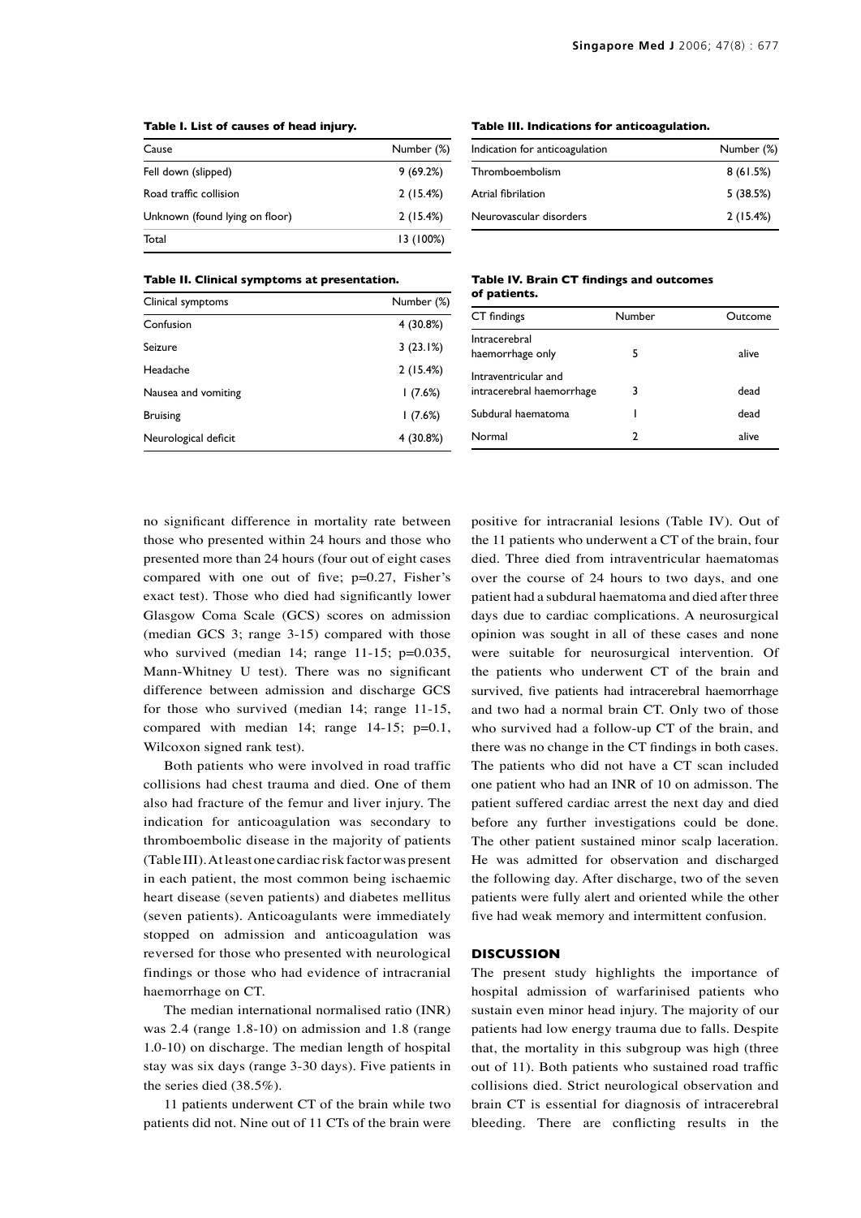**Table I. List of causes of head injury.**

| Cause | Number (%) |
|---|---|
| Fell down (slipped) | 9 (69.2%) |
| Road traffic collision | 2 (15.4%) |
| Unknown (found lying on floor) | 2 (15.4%) |
| Total | 13 (100%) |

**Table II. Clinical symptoms at presentation.**

| Clinical symptoms | Number (%) |
|---|---|
| Confusion | 4 (30.8%) |
| Seizure | 3 (23.1%) |
| Headache | 2 (15.4%) |
| Nausea and vomiting | 1 (7.6%) |
| Bruising | 1 (7.6%) |
| Neurological deficit | 4 (30.8%) |

**Table III. Indications for anticoagulation.**

| Indication for anticoagulation | Number (%) |
|---|---|
| Thromboembolism | 8 (61.5%) |
| Atrial fibrilation | 5 (38.5%) |
| Neurovascular disorders | 2 (15.4%) |

**Table IV. Brain CT findings and outcomes of patients.**

| CT findings | Number | Outcome |
|---|---|---|
| Intracerebral haemorrhage only | 5 | alive |
| Intraventricular and intracerebral haemorrhage | 3 | dead |
| Subdural haematoma | 1 | dead |
| Normal | 2 | alive |

no significant difference in mortality rate between those who presented within 24 hours and those who presented more than 24 hours (four out of eight cases compared with one out of five; p=0.27, Fisher's exact test). Those who died had significantly lower Glasgow Coma Scale (GCS) scores on admission (median GCS 3; range 3-15) compared with those who survived (median 14; range 11-15; p=0.035, Mann-Whitney U test). There was no significant difference between admission and discharge GCS for those who survived (median 14; range 11-15, compared with median 14; range 14-15; p=0.1, Wilcoxon signed rank test).

Both patients who were involved in road traffic collisions had chest trauma and died. One of them also had fracture of the femur and liver injury. The indication for anticoagulation was secondary to thromboembolic disease in the majority of patients (Table III). At least one cardiac risk factor was present in each patient, the most common being ischaemic heart disease (seven patients) and diabetes mellitus (seven patients). Anticoagulants were immediately stopped on admission and anticoagulation was reversed for those who presented with neurological findings or those who had evidence of intracranial haemorrhage on CT.

The median international normalised ratio (INR) was 2.4 (range 1.8-10) on admission and 1.8 (range 1.0-10) on discharge. The median length of hospital stay was six days (range 3-30 days). Five patients in the series died (38.5%).

11 patients underwent CT of the brain while two patients did not. Nine out of 11 CTs of the brain were positive for intracranial lesions (Table IV). Out of the 11 patients who underwent a CT of the brain, four died. Three died from intraventricular haematomas over the course of 24 hours to two days, and one patient had a subdural haematoma and died after three days due to cardiac complications. A neurosurgical opinion was sought in all of these cases and none were suitable for neurosurgical intervention. Of the patients who underwent CT of the brain and survived, five patients had intracerebral haemorrhage and two had a normal brain CT. Only two of those who survived had a follow-up CT of the brain, and there was no change in the CT findings in both cases. The patients who did not have a CT scan included one patient who had an INR of 10 on admisson. The patient suffered cardiac arrest the next day and died before any further investigations could be done. The other patient sustained minor scalp laceration. He was admitted for observation and discharged the following day. After discharge, two of the seven patients were fully alert and oriented while the other five had weak memory and intermittent confusion.

## DISCUSSION

The present study highlights the importance of hospital admission of warfarinised patients who sustain even minor head injury. The majority of our patients had low energy trauma due to falls. Despite that, the mortality in this subgroup was high (three out of 11). Both patients who sustained road traffic collisions died. Strict neurological observation and brain CT is essential for diagnosis of intracerebral bleeding. There are conflicting results in the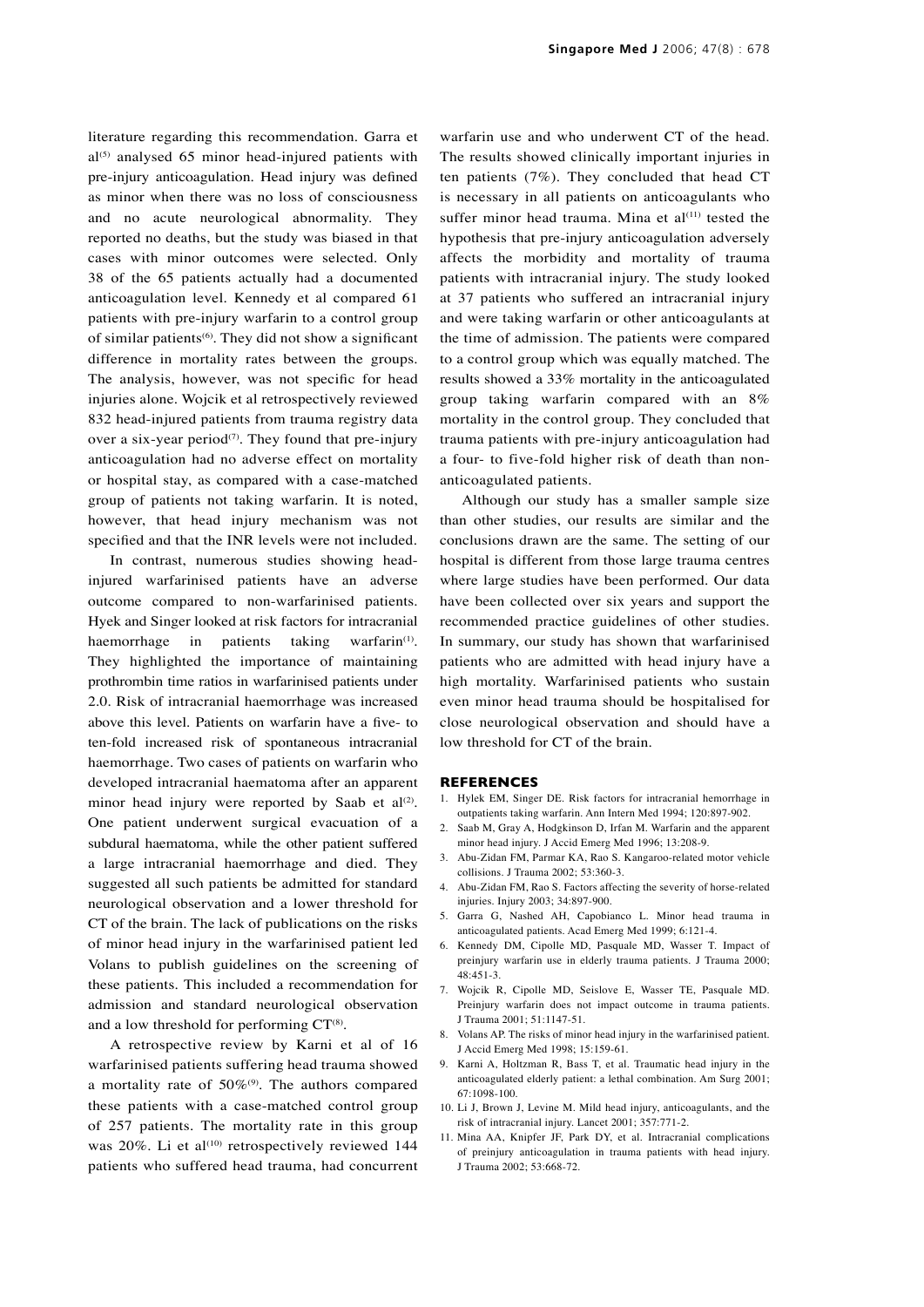literature regarding this recommendation. Garra et al[5] analysed 65 minor head-injured patients with pre-injury anticoagulation. Head injury was defined as minor when there was no loss of consciousness and no acute neurological abnormality. They reported no deaths, but the study was biased in that cases with minor outcomes were selected. Only 38 of the 65 patients actually had a documented anticoagulation level. Kennedy et al compared 61 patients with pre-injury warfarin to a control group of similar patients[6]. They did not show a significant difference in mortality rates between the groups. The analysis, however, was not specific for head injuries alone. Wojcik et al retrospectively reviewed 832 head-injured patients from trauma registry data over a six-year period[7]. They found that pre-injury anticoagulation had no adverse effect on mortality or hospital stay, as compared with a case-matched group of patients not taking warfarin. It is noted, however, that head injury mechanism was not specified and that the INR levels were not included.

In contrast, numerous studies showing head-injured warfarinised patients have an adverse outcome compared to non-warfarinised patients. Hyek and Singer looked at risk factors for intracranial haemorrhage in patients taking warfarin[1]. They highlighted the importance of maintaining prothrombin time ratios in warfarinised patients under 2.0. Risk of intracranial haemorrhage was increased above this level. Patients on warfarin have a five- to ten-fold increased risk of spontaneous intracranial haemorrhage. Two cases of patients on warfarin who developed intracranial haematoma after an apparent minor head injury were reported by Saab et al[2]. One patient underwent surgical evacuation of a subdural haematoma, while the other patient suffered a large intracranial haemorrhage and died. They suggested all such patients be admitted for standard neurological observation and a lower threshold for CT of the brain. The lack of publications on the risks of minor head injury in the warfarinised patient led Volans to publish guidelines on the screening of these patients. This included a recommendation for admission and standard neurological observation and a low threshold for performing CT[8].

A retrospective review by Karni et al of 16 warfarinised patients suffering head trauma showed a mortality rate of 50%[9]. The authors compared these patients with a case-matched control group of 257 patients. The mortality rate in this group was 20%. Li et al[10] retrospectively reviewed 144 patients who suffered head trauma, had concurrent warfarin use and who underwent CT of the head. The results showed clinically important injuries in ten patients (7%). They concluded that head CT is necessary in all patients on anticoagulants who suffer minor head trauma. Mina et al[11] tested the hypothesis that pre-injury anticoagulation adversely affects the morbidity and mortality of trauma patients with intracranial injury. The study looked at 37 patients who suffered an intracranial injury and were taking warfarin or other anticoagulants at the time of admission. The patients were compared to a control group which was equally matched. The results showed a 33% mortality in the anticoagulated group taking warfarin compared with an 8% mortality in the control group. They concluded that trauma patients with pre-injury anticoagulation had a four- to five-fold higher risk of death than non-anticoagulated patients.

Although our study has a smaller sample size than other studies, our results are similar and the conclusions drawn are the same. The setting of our hospital is different from those large trauma centres where large studies have been performed. Our data have been collected over six years and support the recommended practice guidelines of other studies. In summary, our study has shown that warfarinised patients who are admitted with head injury have a high mortality. Warfarinised patients who sustain even minor head trauma should be hospitalised for close neurological observation and should have a low threshold for CT of the brain.

## REFERENCES

1. Hylek EM, Singer DE. Risk factors for intracranial hemorrhage in outpatients taking warfarin. Ann Intern Med 1994; 120:897-902.
2. Saab M, Gray A, Hodgkinson D, Irfan M. Warfarin and the apparent minor head injury. J Accid Emerg Med 1996; 13:208-9.
3. Abu-Zidan FM, Parmar KA, Rao S. Kangaroo-related motor vehicle collisions. J Trauma 2002; 53:360-3.
4. Abu-Zidan FM, Rao S. Factors affecting the severity of horse-related injuries. Injury 2003; 34:897-900.
5. Garra G, Nashed AH, Capobianco L. Minor head trauma in anticoagulated patients. Acad Emerg Med 1999; 6:121-4.
6. Kennedy DM, Cipolle MD, Pasquale MD, Wasser T. Impact of preinjury warfarin use in elderly trauma patients. J Trauma 2000; 48:451-3.
7. Wojcik R, Cipolle MD, Seislove E, Wasser TE, Pasquale MD. Preinjury warfarin does not impact outcome in trauma patients. J Trauma 2001; 51:1147-51.
8. Volans AP. The risks of minor head injury in the warfarinised patient. J Accid Emerg Med 1998; 15:159-61.
9. Karni A, Holtzman R, Bass T, et al. Traumatic head injury in the anticoagulated elderly patient: a lethal combination. Am Surg 2001; 67:1098-100.
10. Li J, Brown J, Levine M. Mild head injury, anticoagulants, and the risk of intracranial injury. Lancet 2001; 357:771-2.
11. Mina AA, Knipfer JF, Park DY, et al. Intracranial complications of preinjury anticoagulation in trauma patients with head injury. J Trauma 2002; 53:668-72.